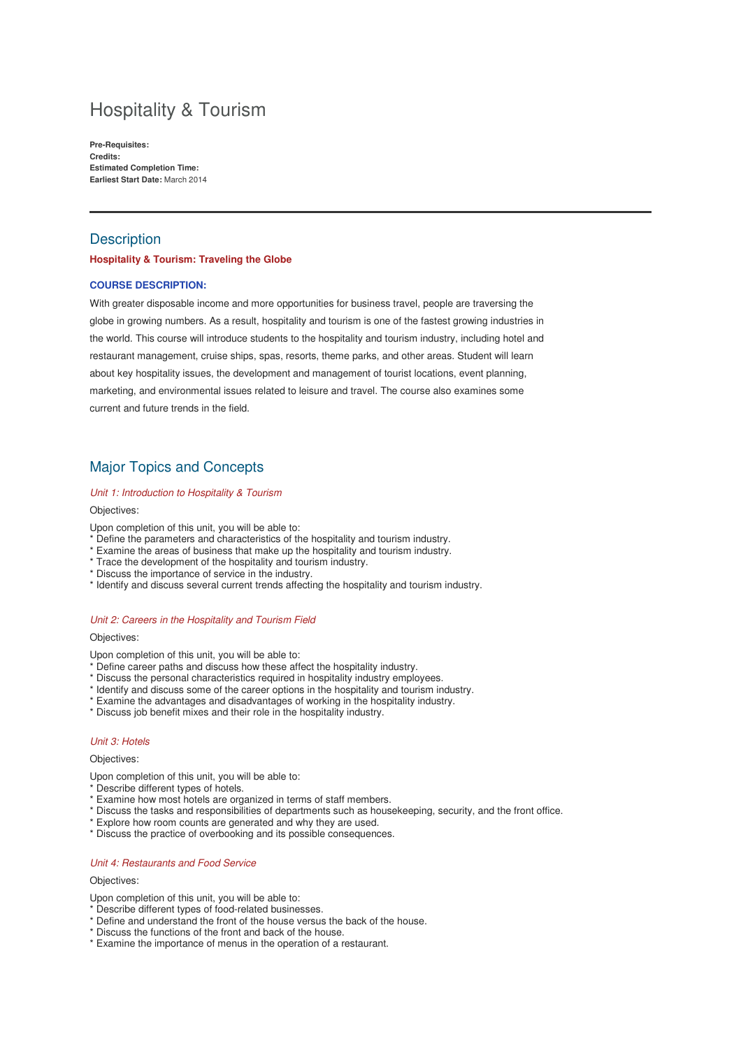# Hospitality & Tourism

**Pre-Requisites:**
**Credits:**
**Estimated Completion Time:**
**Earliest Start Date:** March 2014

---

## Description

**Hospitality & Tourism: Traveling the Globe**

**COURSE DESCRIPTION:**

With greater disposable income and more opportunities for business travel, people are traversing the globe in growing numbers. As a result, hospitality and tourism is one of the fastest growing industries in the world. This course will introduce students to the hospitality and tourism industry, including hotel and restaurant management, cruise ships, spas, resorts, theme parks, and other areas. Student will learn about key hospitality issues, the development and management of tourist locations, event planning, marketing, and environmental issues related to leisure and travel. The course also examines some current and future trends in the field.

## Major Topics and Concepts

*Unit 1: Introduction to Hospitality & Tourism*

Objectives:

Upon completion of this unit, you will be able to:
* Define the parameters and characteristics of the hospitality and tourism industry.
* Examine the areas of business that make up the hospitality and tourism industry.
* Trace the development of the hospitality and tourism industry.
* Discuss the importance of service in the industry.
* Identify and discuss several current trends affecting the hospitality and tourism industry.

*Unit 2: Careers in the Hospitality and Tourism Field*

Objectives:

Upon completion of this unit, you will be able to:
* Define career paths and discuss how these affect the hospitality industry.
* Discuss the personal characteristics required in hospitality industry employees.
* Identify and discuss some of the career options in the hospitality and tourism industry.
* Examine the advantages and disadvantages of working in the hospitality industry.
* Discuss job benefit mixes and their role in the hospitality industry.

*Unit 3: Hotels*

Objectives:

Upon completion of this unit, you will be able to:
* Describe different types of hotels.
* Examine how most hotels are organized in terms of staff members.
* Discuss the tasks and responsibilities of departments such as housekeeping, security, and the front office.
* Explore how room counts are generated and why they are used.
* Discuss the practice of overbooking and its possible consequences.

*Unit 4: Restaurants and Food Service*

Objectives:

Upon completion of this unit, you will be able to:
* Describe different types of food-related businesses.
* Define and understand the front of the house versus the back of the house.
* Discuss the functions of the front and back of the house.
* Examine the importance of menus in the operation of a restaurant.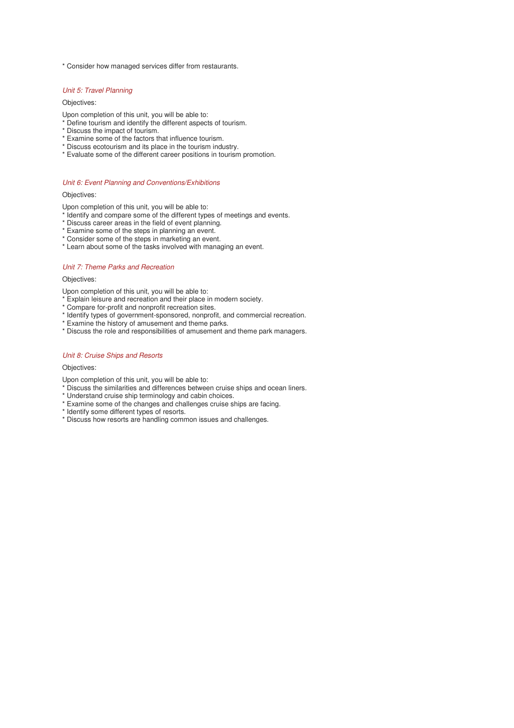* Consider how managed services differ from restaurants.

### *Unit 5: Travel Planning*

Objectives:

Upon completion of this unit, you will be able to:
* Define tourism and identify the different aspects of tourism.
* Discuss the impact of tourism.
* Examine some of the factors that influence tourism.
* Discuss ecotourism and its place in the tourism industry.
* Evaluate some of the different career positions in tourism promotion.

### *Unit 6: Event Planning and Conventions/Exhibitions*

Objectives:

Upon completion of this unit, you will be able to:
* Identify and compare some of the different types of meetings and events.
* Discuss career areas in the field of event planning.
* Examine some of the steps in planning an event.
* Consider some of the steps in marketing an event.
* Learn about some of the tasks involved with managing an event.

### *Unit 7: Theme Parks and Recreation*

Objectives:

Upon completion of this unit, you will be able to:
* Explain leisure and recreation and their place in modern society.
* Compare for-profit and nonprofit recreation sites.
* Identify types of government-sponsored, nonprofit, and commercial recreation.
* Examine the history of amusement and theme parks.
* Discuss the role and responsibilities of amusement and theme park managers.

### *Unit 8: Cruise Ships and Resorts*

Objectives:

Upon completion of this unit, you will be able to:
* Discuss the similarities and differences between cruise ships and ocean liners.
* Understand cruise ship terminology and cabin choices.
* Examine some of the changes and challenges cruise ships are facing.
* Identify some different types of resorts.
* Discuss how resorts are handling common issues and challenges.